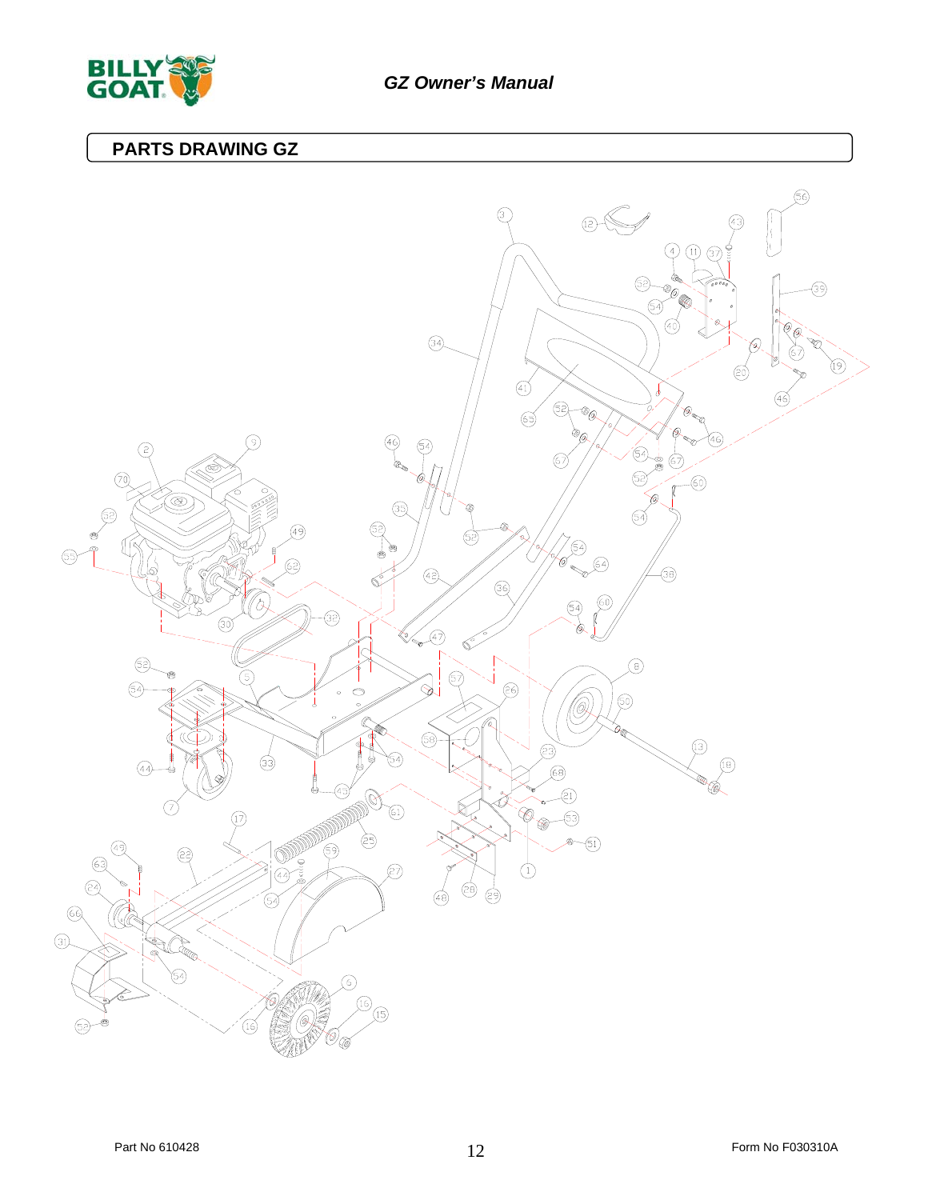## PARTS DRAWING GZ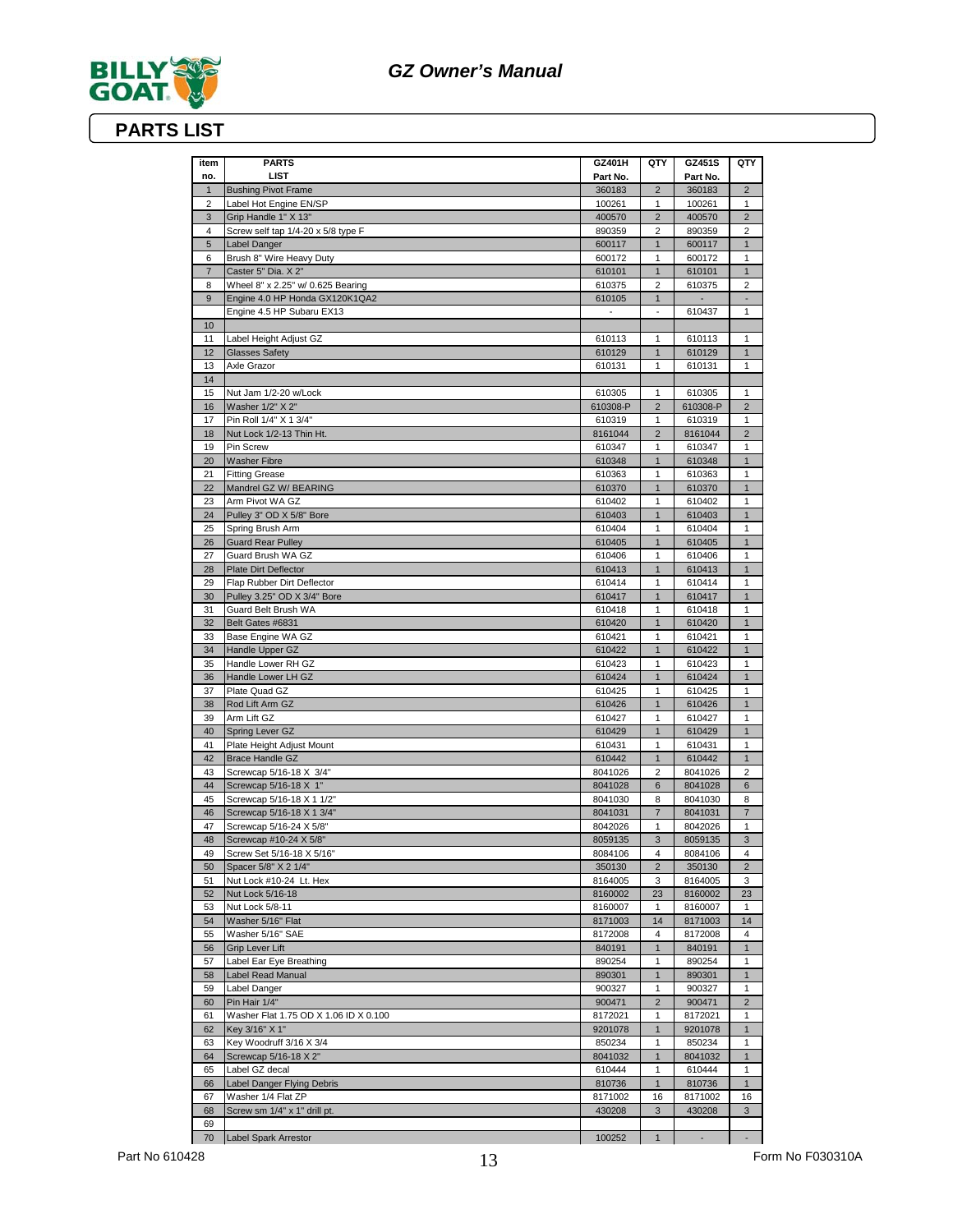## PARTS LIST

| item no. | PARTS LIST | GZ401H Part No. | QTY | GZ451S Part No. | QTY |
|---|---|---|---|---|---|
| 1 | Bushing Pivot Frame | 360183 | 2 | 360183 | 2 |
| 2 | Label Hot Engine EN/SP | 100261 | 1 | 100261 | 1 |
| 3 | Grip Handle 1" X 13" | 400570 | 2 | 400570 | 2 |
| 4 | Screw self tap 1/4-20 x 5/8 type F | 890359 | 2 | 890359 | 2 |
| 5 | Label Danger | 600117 | 1 | 600117 | 1 |
| 6 | Brush 8" Wire Heavy Duty | 600172 | 1 | 600172 | 1 |
| 7 | Caster 5" Dia. X 2" | 610101 | 1 | 610101 | 1 |
| 8 | Wheel 8" x 2.25" w/ 0.625 Bearing | 610375 | 2 | 610375 | 2 |
| 9 | Engine 4.0 HP Honda GX120K1QA2 | 610105 | 1 | - | - |
| | Engine 4.5 HP Subaru EX13 | - | - | 610437 | 1 |
| 10 | | | | | |
| 11 | Label Height Adjust GZ | 610113 | 1 | 610113 | 1 |
| 12 | Glasses Safety | 610129 | 1 | 610129 | 1 |
| 13 | Axle Grazor | 610131 | 1 | 610131 | 1 |
| 14 | | | | | |
| 15 | Nut Jam 1/2-20 w/Lock | 610305 | 1 | 610305 | 1 |
| 16 | Washer 1/2" X 2" | 610308-P | 2 | 610308-P | 2 |
| 17 | Pin Roll 1/4" X 1 3/4" | 610319 | 1 | 610319 | 1 |
| 18 | Nut Lock 1/2-13 Thin Ht. | 8161044 | 2 | 8161044 | 2 |
| 19 | Pin Screw | 610347 | 1 | 610347 | 1 |
| 20 | Washer Fibre | 610348 | 1 | 610348 | 1 |
| 21 | Fitting Grease | 610363 | 1 | 610363 | 1 |
| 22 | Mandrel GZ W/ BEARING | 610370 | 1 | 610370 | 1 |
| 23 | Arm Pivot WA GZ | 610402 | 1 | 610402 | 1 |
| 24 | Pulley 3" OD X 5/8" Bore | 610403 | 1 | 610403 | 1 |
| 25 | Spring Brush Arm | 610404 | 1 | 610404 | 1 |
| 26 | Guard Rear Pulley | 610405 | 1 | 610405 | 1 |
| 27 | Guard Brush WA GZ | 610406 | 1 | 610406 | 1 |
| 28 | Plate Dirt Deflector | 610413 | 1 | 610413 | 1 |
| 29 | Flap Rubber Dirt Deflector | 610414 | 1 | 610414 | 1 |
| 30 | Pulley 3.25" OD X 3/4" Bore | 610417 | 1 | 610417 | 1 |
| 31 | Guard Belt Brush WA | 610418 | 1 | 610418 | 1 |
| 32 | Belt Gates #6831 | 610420 | 1 | 610420 | 1 |
| 33 | Base Engine WA GZ | 610421 | 1 | 610421 | 1 |
| 34 | Handle Upper GZ | 610422 | 1 | 610422 | 1 |
| 35 | Handle Lower RH GZ | 610423 | 1 | 610423 | 1 |
| 36 | Handle Lower LH GZ | 610424 | 1 | 610424 | 1 |
| 37 | Plate Quad GZ | 610425 | 1 | 610425 | 1 |
| 38 | Rod Lift Arm GZ | 610426 | 1 | 610426 | 1 |
| 39 | Arm Lift GZ | 610427 | 1 | 610427 | 1 |
| 40 | Spring Lever GZ | 610429 | 1 | 610429 | 1 |
| 41 | Plate Height Adjust Mount | 610431 | 1 | 610431 | 1 |
| 42 | Brace Handle GZ | 610442 | 1 | 610442 | 1 |
| 43 | Screwcap 5/16-18 X 3/4" | 8041026 | 2 | 8041026 | 2 |
| 44 | Screwcap 5/16-18 X 1" | 8041028 | 6 | 8041028 | 6 |
| 45 | Screwcap 5/16-18 X 1 1/2" | 8041030 | 8 | 8041030 | 8 |
| 46 | Screwcap 5/16-18 X 1 3/4" | 8041031 | 7 | 8041031 | 7 |
| 47 | Screwcap 5/16-24 X 5/8" | 8042026 | 1 | 8042026 | 1 |
| 48 | Screwcap #10-24 X 5/8" | 8059135 | 3 | 8059135 | 3 |
| 49 | Screw Set 5/16-18 X 5/16" | 8084106 | 4 | 8084106 | 4 |
| 50 | Spacer 5/8" X 2 1/4" | 350130 | 2 | 350130 | 2 |
| 51 | Nut Lock #10-24 Lt. Hex | 8164005 | 3 | 8164005 | 3 |
| 52 | Nut Lock 5/16-18 | 8160002 | 23 | 8160002 | 23 |
| 53 | Nut Lock 5/8-11 | 8160007 | 1 | 8160007 | 1 |
| 54 | Washer 5/16" Flat | 8171003 | 14 | 8171003 | 14 |
| 55 | Washer 5/16" SAE | 8172008 | 4 | 8172008 | 4 |
| 56 | Grip Lever Lift | 840191 | 1 | 840191 | 1 |
| 57 | Label Ear Eye Breathing | 890254 | 1 | 890254 | 1 |
| 58 | Label Read Manual | 890301 | 1 | 890301 | 1 |
| 59 | Label Danger | 900327 | 1 | 900327 | 1 |
| 60 | Pin Hair 1/4" | 900471 | 2 | 900471 | 2 |
| 61 | Washer Flat 1.75 OD X 1.06 ID X 0.100 | 8172021 | 1 | 8172021 | 1 |
| 62 | Key 3/16" X 1" | 9201078 | 1 | 9201078 | 1 |
| 63 | Key Woodruff 3/16 X 3/4 | 850234 | 1 | 850234 | 1 |
| 64 | Screwcap 5/16-18 X 2" | 8041032 | 1 | 8041032 | 1 |
| 65 | Label GZ decal | 610444 | 1 | 610444 | 1 |
| 66 | Label Danger Flying Debris | 810736 | 1 | 810736 | 1 |
| 67 | Washer 1/4 Flat ZP | 8171002 | 16 | 8171002 | 16 |
| 68 | Screw sm 1/4" x 1" drill pt. | 430208 | 3 | 430208 | 3 |
| 69 | | | | | |
| 70 | Label Spark Arrestor | 100252 | 1 | - | - |

Part No 610428

Form No F030310A